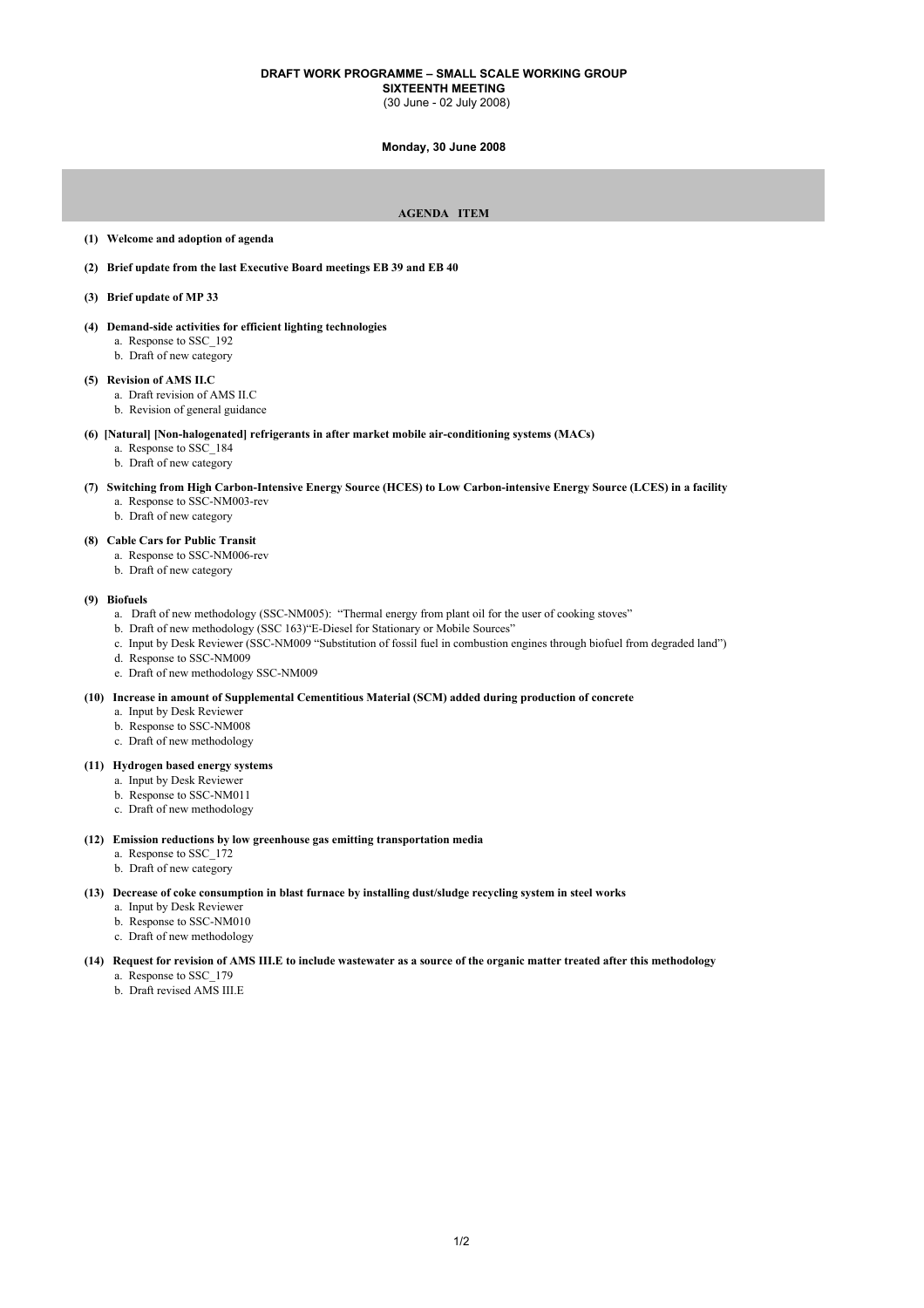# DRAFT WORK PROGRAMME – SMALL SCALE WORKING GROUP
## SIXTEENTH MEETING
(30 June - 02 July 2008)

**Monday, 30 June 2008**

**AGENDA ITEM**

**(1) Welcome and adoption of agenda**

**(2) Brief update from the last Executive Board meetings EB 39 and EB 40**

**(3) Brief update of MP 33**

**(4) Demand-side activities for efficient lighting technologies**
- a. Response to SSC_192
- b. Draft of new category

**(5) Revision of AMS II.C**
- a. Draft revision of AMS II.C
- b. Revision of general guidance

**(6) [Natural] [Non-halogenated] refrigerants in after market mobile air-conditioning systems (MACs)**
- a. Response to SSC_184
- b. Draft of new category

**(7) Switching from High Carbon-Intensive Energy Source (HCES) to Low Carbon-intensive Energy Source (LCES) in a facility**
- a. Response to SSC-NM003-rev
- b. Draft of new category

**(8) Cable Cars for Public Transit**
- a. Response to SSC-NM006-rev
- b. Draft of new category

**(9) Biofuels**
- a. Draft of new methodology (SSC-NM005): "Thermal energy from plant oil for the user of cooking stoves"
- b. Draft of new methodology (SSC 163)"E-Diesel for Stationary or Mobile Sources"
- c. Input by Desk Reviewer (SSC-NM009 "Substitution of fossil fuel in combustion engines through biofuel from degraded land")
- d. Response to SSC-NM009
- e. Draft of new methodology SSC-NM009

**(10) Increase in amount of Supplemental Cementitious Material (SCM) added during production of concrete**
- a. Input by Desk Reviewer
- b. Response to SSC-NM008
- c. Draft of new methodology

**(11) Hydrogen based energy systems**
- a. Input by Desk Reviewer
- b. Response to SSC-NM011
- c. Draft of new methodology

**(12) Emission reductions by low greenhouse gas emitting transportation media**
- a. Response to SSC_172
- b. Draft of new category

**(13) Decrease of coke consumption in blast furnace by installing dust/sludge recycling system in steel works**
- a. Input by Desk Reviewer
- b. Response to SSC-NM010
- c. Draft of new methodology

**(14) Request for revision of AMS III.E to include wastewater as a source of the organic matter treated after this methodology**
- a. Response to SSC_179
- b. Draft revised AMS III.E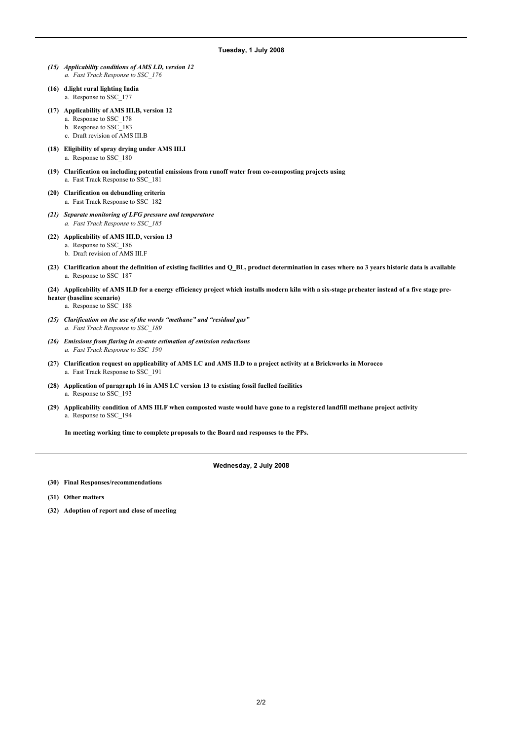**Tuesday, 1 July 2008**

***(15) Applicability conditions of AMS I.D, version 12***
*a. Fast Track Response to SSC_176*

**(16) d.light rural lighting India**
a. Response to SSC_177

**(17) Applicability of AMS III.B, version 12**
a. Response to SSC_178
b. Response to SSC_183
c. Draft revision of AMS III.B

**(18) Eligibility of spray drying under AMS III.I**
a. Response to SSC_180

**(19) Clarification on including potential emissions from runoff water from co-composting projects using**
a. Fast Track Response to SSC_181

**(20) Clarification on debundling criteria**
a. Fast Track Response to SSC_182

***(21) Separate monitoring of LFG pressure and temperature***
*a. Fast Track Response to SSC_185*

**(22) Applicability of AMS III.D, version 13**
a. Response to SSC_186
b. Draft revision of AMS III.F

**(23) Clarification about the definition of existing facilities and Q_BL, product determination in cases where no 3 years historic data is available**
a. Response to SSC_187

**(24) Applicability of AMS II.D for a energy efficiency project which installs modern kiln with a six-stage preheater instead of a five stage pre-heater (baseline scenario)**
a. Response to SSC_188

***(25) Clarification on the use of the words "methane" and "residual gas"***
*a. Fast Track Response to SSC_189*

***(26) Emissions from flaring in ex-ante estimation of emission reductions***
*a. Fast Track Response to SSC_190*

**(27) Clarification request on applicability of AMS I.C and AMS II.D to a project activity at a Brickworks in Morocco**
a. Fast Track Response to SSC_191

**(28) Application of paragraph 16 in AMS I.C version 13 to existing fossil fuelled facilities**
a. Response to SSC_193

**(29) Applicability condition of AMS III.F when composted waste would have gone to a registered landfill methane project activity**
a. Response to SSC_194

**In meeting working time to complete proposals to the Board and responses to the PPs.**

---

**Wednesday, 2 July 2008**

**(30) Final Responses/recommendations**

**(31) Other matters**

**(32) Adoption of report and close of meeting**